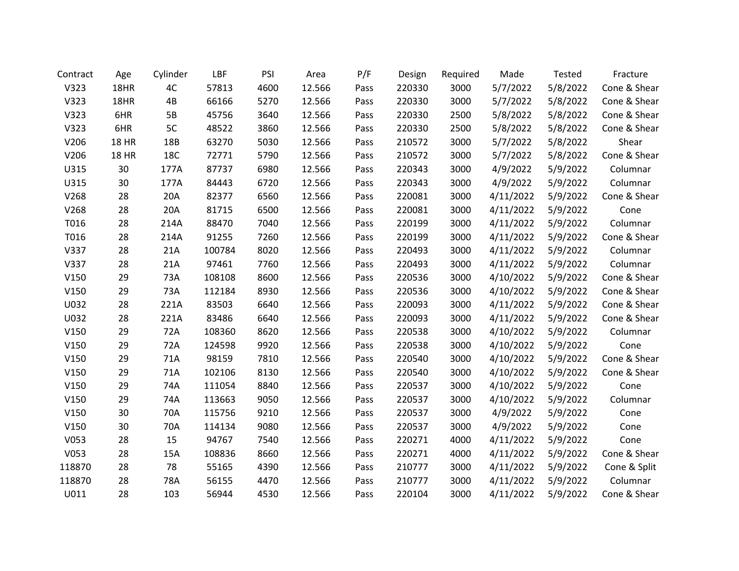| Contract | Age | Cylinder | LBF | PSI | Area | P/F | Design | Required | Made | Tested | Fracture |
|---|---|---|---|---|---|---|---|---|---|---|---|
| V323 | 18HR | 4C | 57813 | 4600 | 12.566 | Pass | 220330 | 3000 | 5/7/2022 | 5/8/2022 | Cone & Shear |
| V323 | 18HR | 4B | 66166 | 5270 | 12.566 | Pass | 220330 | 3000 | 5/7/2022 | 5/8/2022 | Cone & Shear |
| V323 | 6HR | 5B | 45756 | 3640 | 12.566 | Pass | 220330 | 2500 | 5/8/2022 | 5/8/2022 | Cone & Shear |
| V323 | 6HR | 5C | 48522 | 3860 | 12.566 | Pass | 220330 | 2500 | 5/8/2022 | 5/8/2022 | Cone & Shear |
| V206 | 18 HR | 18B | 63270 | 5030 | 12.566 | Pass | 210572 | 3000 | 5/7/2022 | 5/8/2022 | Shear |
| V206 | 18 HR | 18C | 72771 | 5790 | 12.566 | Pass | 210572 | 3000 | 5/7/2022 | 5/8/2022 | Cone & Shear |
| U315 | 30 | 177A | 87737 | 6980 | 12.566 | Pass | 220343 | 3000 | 4/9/2022 | 5/9/2022 | Columnar |
| U315 | 30 | 177A | 84443 | 6720 | 12.566 | Pass | 220343 | 3000 | 4/9/2022 | 5/9/2022 | Columnar |
| V268 | 28 | 20A | 82377 | 6560 | 12.566 | Pass | 220081 | 3000 | 4/11/2022 | 5/9/2022 | Cone & Shear |
| V268 | 28 | 20A | 81715 | 6500 | 12.566 | Pass | 220081 | 3000 | 4/11/2022 | 5/9/2022 | Cone |
| T016 | 28 | 214A | 88470 | 7040 | 12.566 | Pass | 220199 | 3000 | 4/11/2022 | 5/9/2022 | Columnar |
| T016 | 28 | 214A | 91255 | 7260 | 12.566 | Pass | 220199 | 3000 | 4/11/2022 | 5/9/2022 | Cone & Shear |
| V337 | 28 | 21A | 100784 | 8020 | 12.566 | Pass | 220493 | 3000 | 4/11/2022 | 5/9/2022 | Columnar |
| V337 | 28 | 21A | 97461 | 7760 | 12.566 | Pass | 220493 | 3000 | 4/11/2022 | 5/9/2022 | Columnar |
| V150 | 29 | 73A | 108108 | 8600 | 12.566 | Pass | 220536 | 3000 | 4/10/2022 | 5/9/2022 | Cone & Shear |
| V150 | 29 | 73A | 112184 | 8930 | 12.566 | Pass | 220536 | 3000 | 4/10/2022 | 5/9/2022 | Cone & Shear |
| U032 | 28 | 221A | 83503 | 6640 | 12.566 | Pass | 220093 | 3000 | 4/11/2022 | 5/9/2022 | Cone & Shear |
| U032 | 28 | 221A | 83486 | 6640 | 12.566 | Pass | 220093 | 3000 | 4/11/2022 | 5/9/2022 | Cone & Shear |
| V150 | 29 | 72A | 108360 | 8620 | 12.566 | Pass | 220538 | 3000 | 4/10/2022 | 5/9/2022 | Columnar |
| V150 | 29 | 72A | 124598 | 9920 | 12.566 | Pass | 220538 | 3000 | 4/10/2022 | 5/9/2022 | Cone |
| V150 | 29 | 71A | 98159 | 7810 | 12.566 | Pass | 220540 | 3000 | 4/10/2022 | 5/9/2022 | Cone & Shear |
| V150 | 29 | 71A | 102106 | 8130 | 12.566 | Pass | 220540 | 3000 | 4/10/2022 | 5/9/2022 | Cone & Shear |
| V150 | 29 | 74A | 111054 | 8840 | 12.566 | Pass | 220537 | 3000 | 4/10/2022 | 5/9/2022 | Cone |
| V150 | 29 | 74A | 113663 | 9050 | 12.566 | Pass | 220537 | 3000 | 4/10/2022 | 5/9/2022 | Columnar |
| V150 | 30 | 70A | 115756 | 9210 | 12.566 | Pass | 220537 | 3000 | 4/9/2022 | 5/9/2022 | Cone |
| V150 | 30 | 70A | 114134 | 9080 | 12.566 | Pass | 220537 | 3000 | 4/9/2022 | 5/9/2022 | Cone |
| V053 | 28 | 15 | 94767 | 7540 | 12.566 | Pass | 220271 | 4000 | 4/11/2022 | 5/9/2022 | Cone |
| V053 | 28 | 15A | 108836 | 8660 | 12.566 | Pass | 220271 | 4000 | 4/11/2022 | 5/9/2022 | Cone & Shear |
| 118870 | 28 | 78 | 55165 | 4390 | 12.566 | Pass | 210777 | 3000 | 4/11/2022 | 5/9/2022 | Cone & Split |
| 118870 | 28 | 78A | 56155 | 4470 | 12.566 | Pass | 210777 | 3000 | 4/11/2022 | 5/9/2022 | Columnar |
| U011 | 28 | 103 | 56944 | 4530 | 12.566 | Pass | 220104 | 3000 | 4/11/2022 | 5/9/2022 | Cone & Shear |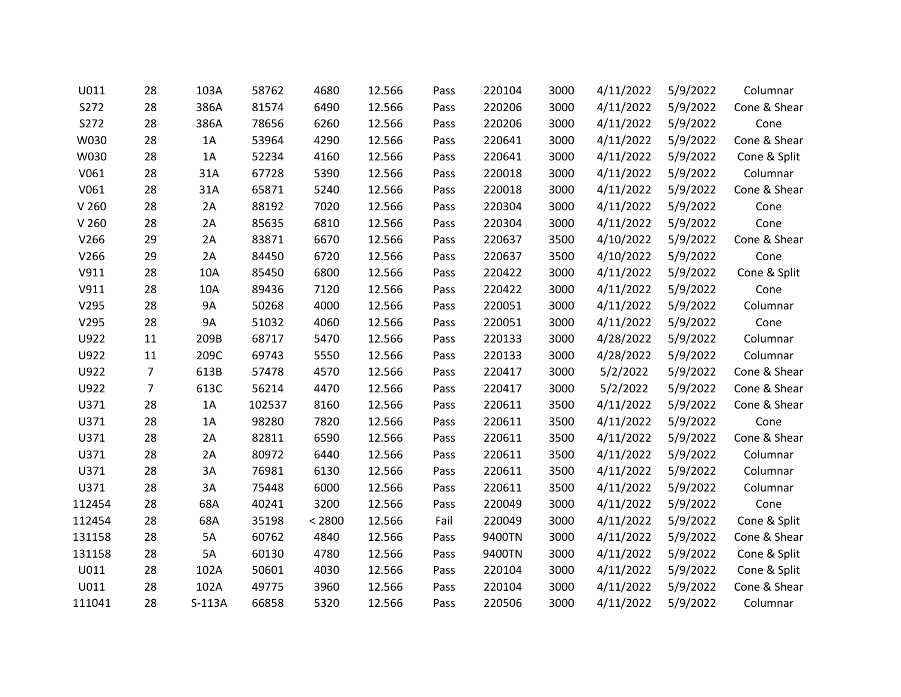| | | | | | | | | | | | |
|---|---|---|---|---|---|---|---|---|---|---|---|
| U011 | 28 | 103A | 58762 | 4680 | 12.566 | Pass | 220104 | 3000 | 4/11/2022 | 5/9/2022 | Columnar |
| S272 | 28 | 386A | 81574 | 6490 | 12.566 | Pass | 220206 | 3000 | 4/11/2022 | 5/9/2022 | Cone & Shear |
| S272 | 28 | 386A | 78656 | 6260 | 12.566 | Pass | 220206 | 3000 | 4/11/2022 | 5/9/2022 | Cone |
| W030 | 28 | 1A | 53964 | 4290 | 12.566 | Pass | 220641 | 3000 | 4/11/2022 | 5/9/2022 | Cone & Shear |
| W030 | 28 | 1A | 52234 | 4160 | 12.566 | Pass | 220641 | 3000 | 4/11/2022 | 5/9/2022 | Cone & Split |
| V061 | 28 | 31A | 67728 | 5390 | 12.566 | Pass | 220018 | 3000 | 4/11/2022 | 5/9/2022 | Columnar |
| V061 | 28 | 31A | 65871 | 5240 | 12.566 | Pass | 220018 | 3000 | 4/11/2022 | 5/9/2022 | Cone & Shear |
| V 260 | 28 | 2A | 88192 | 7020 | 12.566 | Pass | 220304 | 3000 | 4/11/2022 | 5/9/2022 | Cone |
| V 260 | 28 | 2A | 85635 | 6810 | 12.566 | Pass | 220304 | 3000 | 4/11/2022 | 5/9/2022 | Cone |
| V266 | 29 | 2A | 83871 | 6670 | 12.566 | Pass | 220637 | 3500 | 4/10/2022 | 5/9/2022 | Cone & Shear |
| V266 | 29 | 2A | 84450 | 6720 | 12.566 | Pass | 220637 | 3500 | 4/10/2022 | 5/9/2022 | Cone |
| V911 | 28 | 10A | 85450 | 6800 | 12.566 | Pass | 220422 | 3000 | 4/11/2022 | 5/9/2022 | Cone & Split |
| V911 | 28 | 10A | 89436 | 7120 | 12.566 | Pass | 220422 | 3000 | 4/11/2022 | 5/9/2022 | Cone |
| V295 | 28 | 9A | 50268 | 4000 | 12.566 | Pass | 220051 | 3000 | 4/11/2022 | 5/9/2022 | Columnar |
| V295 | 28 | 9A | 51032 | 4060 | 12.566 | Pass | 220051 | 3000 | 4/11/2022 | 5/9/2022 | Cone |
| U922 | 11 | 209B | 68717 | 5470 | 12.566 | Pass | 220133 | 3000 | 4/28/2022 | 5/9/2022 | Columnar |
| U922 | 11 | 209C | 69743 | 5550 | 12.566 | Pass | 220133 | 3000 | 4/28/2022 | 5/9/2022 | Columnar |
| U922 | 7 | 613B | 57478 | 4570 | 12.566 | Pass | 220417 | 3000 | 5/2/2022 | 5/9/2022 | Cone & Shear |
| U922 | 7 | 613C | 56214 | 4470 | 12.566 | Pass | 220417 | 3000 | 5/2/2022 | 5/9/2022 | Cone & Shear |
| U371 | 28 | 1A | 102537 | 8160 | 12.566 | Pass | 220611 | 3500 | 4/11/2022 | 5/9/2022 | Cone & Shear |
| U371 | 28 | 1A | 98280 | 7820 | 12.566 | Pass | 220611 | 3500 | 4/11/2022 | 5/9/2022 | Cone |
| U371 | 28 | 2A | 82811 | 6590 | 12.566 | Pass | 220611 | 3500 | 4/11/2022 | 5/9/2022 | Cone & Shear |
| U371 | 28 | 2A | 80972 | 6440 | 12.566 | Pass | 220611 | 3500 | 4/11/2022 | 5/9/2022 | Columnar |
| U371 | 28 | 3A | 76981 | 6130 | 12.566 | Pass | 220611 | 3500 | 4/11/2022 | 5/9/2022 | Columnar |
| U371 | 28 | 3A | 75448 | 6000 | 12.566 | Pass | 220611 | 3500 | 4/11/2022 | 5/9/2022 | Columnar |
| 112454 | 28 | 68A | 40241 | 3200 | 12.566 | Pass | 220049 | 3000 | 4/11/2022 | 5/9/2022 | Cone |
| 112454 | 28 | 68A | 35198 | < 2800 | 12.566 | Fail | 220049 | 3000 | 4/11/2022 | 5/9/2022 | Cone & Split |
| 131158 | 28 | 5A | 60762 | 4840 | 12.566 | Pass | 9400TN | 3000 | 4/11/2022 | 5/9/2022 | Cone & Shear |
| 131158 | 28 | 5A | 60130 | 4780 | 12.566 | Pass | 9400TN | 3000 | 4/11/2022 | 5/9/2022 | Cone & Split |
| U011 | 28 | 102A | 50601 | 4030 | 12.566 | Pass | 220104 | 3000 | 4/11/2022 | 5/9/2022 | Cone & Split |
| U011 | 28 | 102A | 49775 | 3960 | 12.566 | Pass | 220104 | 3000 | 4/11/2022 | 5/9/2022 | Cone & Shear |
| 111041 | 28 | S-113A | 66858 | 5320 | 12.566 | Pass | 220506 | 3000 | 4/11/2022 | 5/9/2022 | Columnar |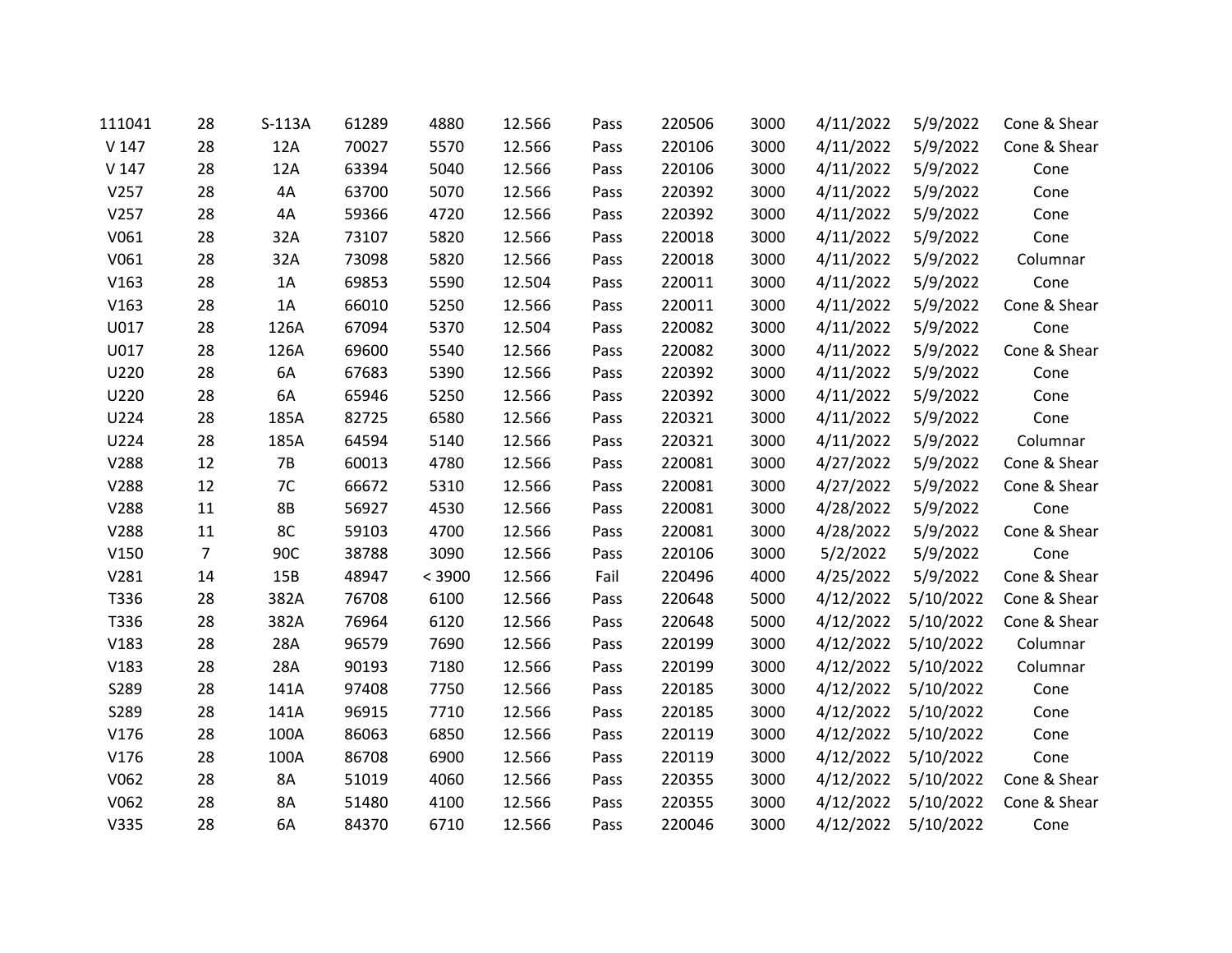| | | | | | | | | | | | |
|---|---|---|---|---|---|---|---|---|---|---|---|
| 111041 | 28 | S-113A | 61289 | 4880 | 12.566 | Pass | 220506 | 3000 | 4/11/2022 | 5/9/2022 | Cone & Shear |
| V 147 | 28 | 12A | 70027 | 5570 | 12.566 | Pass | 220106 | 3000 | 4/11/2022 | 5/9/2022 | Cone & Shear |
| V 147 | 28 | 12A | 63394 | 5040 | 12.566 | Pass | 220106 | 3000 | 4/11/2022 | 5/9/2022 | Cone |
| V257 | 28 | 4A | 63700 | 5070 | 12.566 | Pass | 220392 | 3000 | 4/11/2022 | 5/9/2022 | Cone |
| V257 | 28 | 4A | 59366 | 4720 | 12.566 | Pass | 220392 | 3000 | 4/11/2022 | 5/9/2022 | Cone |
| V061 | 28 | 32A | 73107 | 5820 | 12.566 | Pass | 220018 | 3000 | 4/11/2022 | 5/9/2022 | Cone |
| V061 | 28 | 32A | 73098 | 5820 | 12.566 | Pass | 220018 | 3000 | 4/11/2022 | 5/9/2022 | Columnar |
| V163 | 28 | 1A | 69853 | 5590 | 12.504 | Pass | 220011 | 3000 | 4/11/2022 | 5/9/2022 | Cone |
| V163 | 28 | 1A | 66010 | 5250 | 12.566 | Pass | 220011 | 3000 | 4/11/2022 | 5/9/2022 | Cone & Shear |
| U017 | 28 | 126A | 67094 | 5370 | 12.504 | Pass | 220082 | 3000 | 4/11/2022 | 5/9/2022 | Cone |
| U017 | 28 | 126A | 69600 | 5540 | 12.566 | Pass | 220082 | 3000 | 4/11/2022 | 5/9/2022 | Cone & Shear |
| U220 | 28 | 6A | 67683 | 5390 | 12.566 | Pass | 220392 | 3000 | 4/11/2022 | 5/9/2022 | Cone |
| U220 | 28 | 6A | 65946 | 5250 | 12.566 | Pass | 220392 | 3000 | 4/11/2022 | 5/9/2022 | Cone |
| U224 | 28 | 185A | 82725 | 6580 | 12.566 | Pass | 220321 | 3000 | 4/11/2022 | 5/9/2022 | Cone |
| U224 | 28 | 185A | 64594 | 5140 | 12.566 | Pass | 220321 | 3000 | 4/11/2022 | 5/9/2022 | Columnar |
| V288 | 12 | 7B | 60013 | 4780 | 12.566 | Pass | 220081 | 3000 | 4/27/2022 | 5/9/2022 | Cone & Shear |
| V288 | 12 | 7C | 66672 | 5310 | 12.566 | Pass | 220081 | 3000 | 4/27/2022 | 5/9/2022 | Cone & Shear |
| V288 | 11 | 8B | 56927 | 4530 | 12.566 | Pass | 220081 | 3000 | 4/28/2022 | 5/9/2022 | Cone |
| V288 | 11 | 8C | 59103 | 4700 | 12.566 | Pass | 220081 | 3000 | 4/28/2022 | 5/9/2022 | Cone & Shear |
| V150 | 7 | 90C | 38788 | 3090 | 12.566 | Pass | 220106 | 3000 | 5/2/2022 | 5/9/2022 | Cone |
| V281 | 14 | 15B | 48947 | < 3900 | 12.566 | Fail | 220496 | 4000 | 4/25/2022 | 5/9/2022 | Cone & Shear |
| T336 | 28 | 382A | 76708 | 6100 | 12.566 | Pass | 220648 | 5000 | 4/12/2022 | 5/10/2022 | Cone & Shear |
| T336 | 28 | 382A | 76964 | 6120 | 12.566 | Pass | 220648 | 5000 | 4/12/2022 | 5/10/2022 | Cone & Shear |
| V183 | 28 | 28A | 96579 | 7690 | 12.566 | Pass | 220199 | 3000 | 4/12/2022 | 5/10/2022 | Columnar |
| V183 | 28 | 28A | 90193 | 7180 | 12.566 | Pass | 220199 | 3000 | 4/12/2022 | 5/10/2022 | Columnar |
| S289 | 28 | 141A | 97408 | 7750 | 12.566 | Pass | 220185 | 3000 | 4/12/2022 | 5/10/2022 | Cone |
| S289 | 28 | 141A | 96915 | 7710 | 12.566 | Pass | 220185 | 3000 | 4/12/2022 | 5/10/2022 | Cone |
| V176 | 28 | 100A | 86063 | 6850 | 12.566 | Pass | 220119 | 3000 | 4/12/2022 | 5/10/2022 | Cone |
| V176 | 28 | 100A | 86708 | 6900 | 12.566 | Pass | 220119 | 3000 | 4/12/2022 | 5/10/2022 | Cone |
| V062 | 28 | 8A | 51019 | 4060 | 12.566 | Pass | 220355 | 3000 | 4/12/2022 | 5/10/2022 | Cone & Shear |
| V062 | 28 | 8A | 51480 | 4100 | 12.566 | Pass | 220355 | 3000 | 4/12/2022 | 5/10/2022 | Cone & Shear |
| V335 | 28 | 6A | 84370 | 6710 | 12.566 | Pass | 220046 | 3000 | 4/12/2022 | 5/10/2022 | Cone |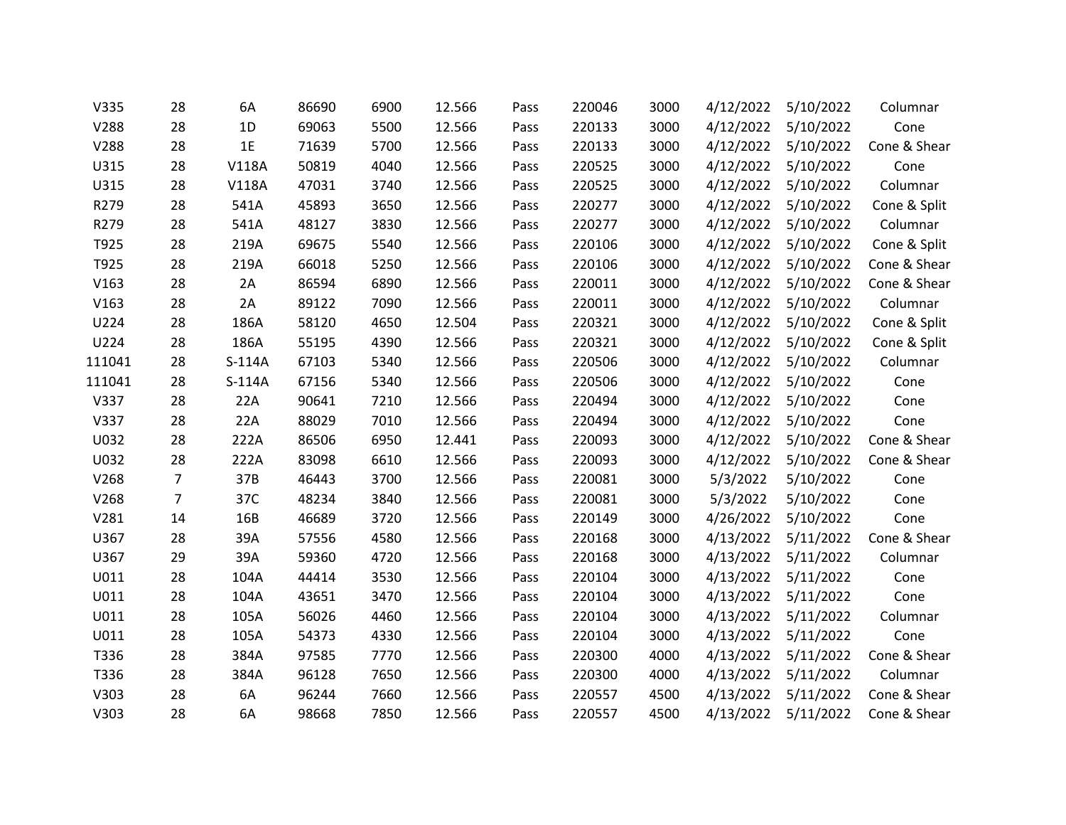| | | | | | | | | | | | |
|---|---|---|---|---|---|---|---|---|---|---|---|
| V335 | 28 | 6A | 86690 | 6900 | 12.566 | Pass | 220046 | 3000 | 4/12/2022 | 5/10/2022 | Columnar |
| V288 | 28 | 1D | 69063 | 5500 | 12.566 | Pass | 220133 | 3000 | 4/12/2022 | 5/10/2022 | Cone |
| V288 | 28 | 1E | 71639 | 5700 | 12.566 | Pass | 220133 | 3000 | 4/12/2022 | 5/10/2022 | Cone & Shear |
| U315 | 28 | V118A | 50819 | 4040 | 12.566 | Pass | 220525 | 3000 | 4/12/2022 | 5/10/2022 | Cone |
| U315 | 28 | V118A | 47031 | 3740 | 12.566 | Pass | 220525 | 3000 | 4/12/2022 | 5/10/2022 | Columnar |
| R279 | 28 | 541A | 45893 | 3650 | 12.566 | Pass | 220277 | 3000 | 4/12/2022 | 5/10/2022 | Cone & Split |
| R279 | 28 | 541A | 48127 | 3830 | 12.566 | Pass | 220277 | 3000 | 4/12/2022 | 5/10/2022 | Columnar |
| T925 | 28 | 219A | 69675 | 5540 | 12.566 | Pass | 220106 | 3000 | 4/12/2022 | 5/10/2022 | Cone & Split |
| T925 | 28 | 219A | 66018 | 5250 | 12.566 | Pass | 220106 | 3000 | 4/12/2022 | 5/10/2022 | Cone & Shear |
| V163 | 28 | 2A | 86594 | 6890 | 12.566 | Pass | 220011 | 3000 | 4/12/2022 | 5/10/2022 | Cone & Shear |
| V163 | 28 | 2A | 89122 | 7090 | 12.566 | Pass | 220011 | 3000 | 4/12/2022 | 5/10/2022 | Columnar |
| U224 | 28 | 186A | 58120 | 4650 | 12.504 | Pass | 220321 | 3000 | 4/12/2022 | 5/10/2022 | Cone & Split |
| U224 | 28 | 186A | 55195 | 4390 | 12.566 | Pass | 220321 | 3000 | 4/12/2022 | 5/10/2022 | Cone & Split |
| 111041 | 28 | S-114A | 67103 | 5340 | 12.566 | Pass | 220506 | 3000 | 4/12/2022 | 5/10/2022 | Columnar |
| 111041 | 28 | S-114A | 67156 | 5340 | 12.566 | Pass | 220506 | 3000 | 4/12/2022 | 5/10/2022 | Cone |
| V337 | 28 | 22A | 90641 | 7210 | 12.566 | Pass | 220494 | 3000 | 4/12/2022 | 5/10/2022 | Cone |
| V337 | 28 | 22A | 88029 | 7010 | 12.566 | Pass | 220494 | 3000 | 4/12/2022 | 5/10/2022 | Cone |
| U032 | 28 | 222A | 86506 | 6950 | 12.441 | Pass | 220093 | 3000 | 4/12/2022 | 5/10/2022 | Cone & Shear |
| U032 | 28 | 222A | 83098 | 6610 | 12.566 | Pass | 220093 | 3000 | 4/12/2022 | 5/10/2022 | Cone & Shear |
| V268 | 7 | 37B | 46443 | 3700 | 12.566 | Pass | 220081 | 3000 | 5/3/2022 | 5/10/2022 | Cone |
| V268 | 7 | 37C | 48234 | 3840 | 12.566 | Pass | 220081 | 3000 | 5/3/2022 | 5/10/2022 | Cone |
| V281 | 14 | 16B | 46689 | 3720 | 12.566 | Pass | 220149 | 3000 | 4/26/2022 | 5/10/2022 | Cone |
| U367 | 28 | 39A | 57556 | 4580 | 12.566 | Pass | 220168 | 3000 | 4/13/2022 | 5/11/2022 | Cone & Shear |
| U367 | 29 | 39A | 59360 | 4720 | 12.566 | Pass | 220168 | 3000 | 4/13/2022 | 5/11/2022 | Columnar |
| U011 | 28 | 104A | 44414 | 3530 | 12.566 | Pass | 220104 | 3000 | 4/13/2022 | 5/11/2022 | Cone |
| U011 | 28 | 104A | 43651 | 3470 | 12.566 | Pass | 220104 | 3000 | 4/13/2022 | 5/11/2022 | Cone |
| U011 | 28 | 105A | 56026 | 4460 | 12.566 | Pass | 220104 | 3000 | 4/13/2022 | 5/11/2022 | Columnar |
| U011 | 28 | 105A | 54373 | 4330 | 12.566 | Pass | 220104 | 3000 | 4/13/2022 | 5/11/2022 | Cone |
| T336 | 28 | 384A | 97585 | 7770 | 12.566 | Pass | 220300 | 4000 | 4/13/2022 | 5/11/2022 | Cone & Shear |
| T336 | 28 | 384A | 96128 | 7650 | 12.566 | Pass | 220300 | 4000 | 4/13/2022 | 5/11/2022 | Columnar |
| V303 | 28 | 6A | 96244 | 7660 | 12.566 | Pass | 220557 | 4500 | 4/13/2022 | 5/11/2022 | Cone & Shear |
| V303 | 28 | 6A | 98668 | 7850 | 12.566 | Pass | 220557 | 4500 | 4/13/2022 | 5/11/2022 | Cone & Shear |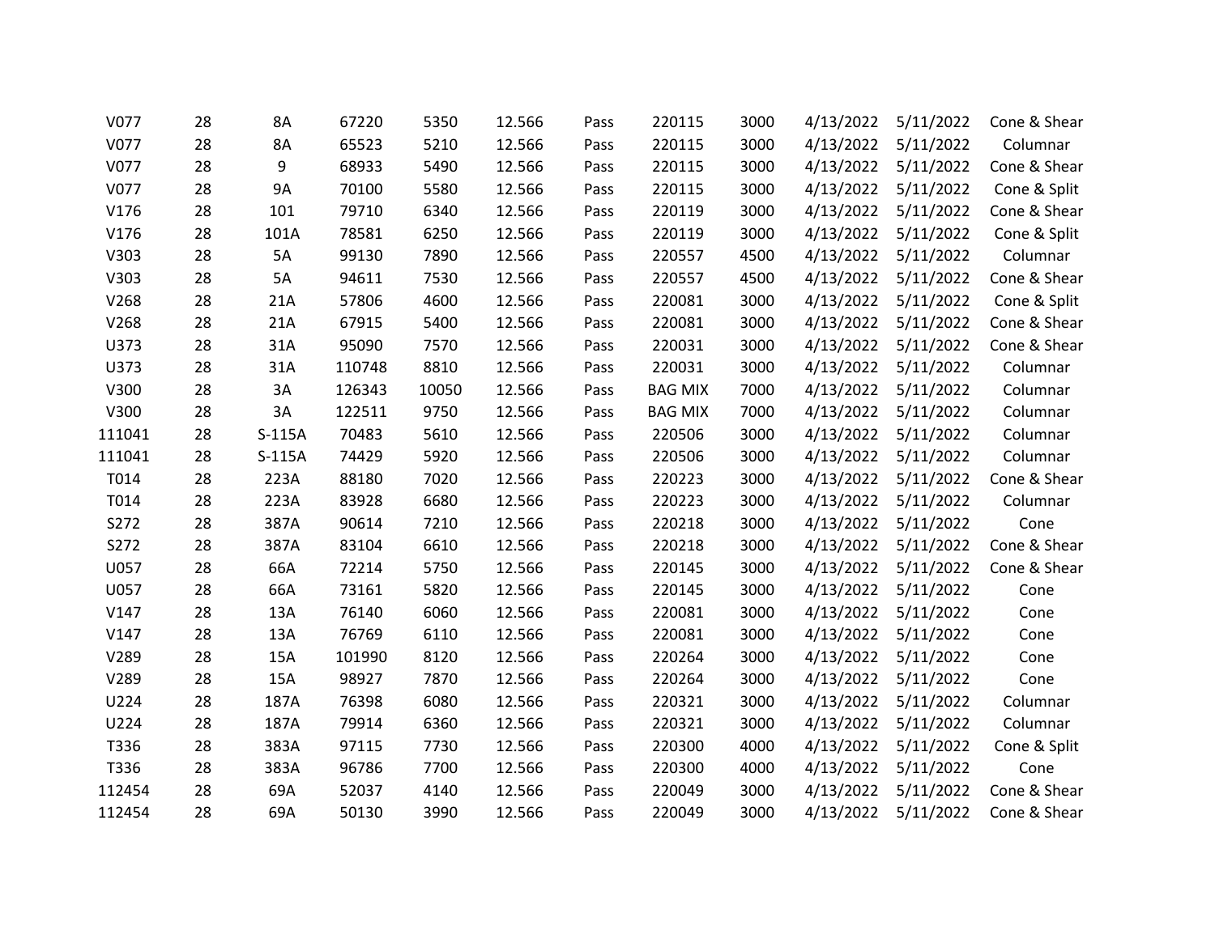| | | | | | | | | | | | |
|---|---|---|---|---|---|---|---|---|---|---|---|
| V077 | 28 | 8A | 67220 | 5350 | 12.566 | Pass | 220115 | 3000 | 4/13/2022 | 5/11/2022 | Cone & Shear |
| V077 | 28 | 8A | 65523 | 5210 | 12.566 | Pass | 220115 | 3000 | 4/13/2022 | 5/11/2022 | Columnar |
| V077 | 28 | 9 | 68933 | 5490 | 12.566 | Pass | 220115 | 3000 | 4/13/2022 | 5/11/2022 | Cone & Shear |
| V077 | 28 | 9A | 70100 | 5580 | 12.566 | Pass | 220115 | 3000 | 4/13/2022 | 5/11/2022 | Cone & Split |
| V176 | 28 | 101 | 79710 | 6340 | 12.566 | Pass | 220119 | 3000 | 4/13/2022 | 5/11/2022 | Cone & Shear |
| V176 | 28 | 101A | 78581 | 6250 | 12.566 | Pass | 220119 | 3000 | 4/13/2022 | 5/11/2022 | Cone & Split |
| V303 | 28 | 5A | 99130 | 7890 | 12.566 | Pass | 220557 | 4500 | 4/13/2022 | 5/11/2022 | Columnar |
| V303 | 28 | 5A | 94611 | 7530 | 12.566 | Pass | 220557 | 4500 | 4/13/2022 | 5/11/2022 | Cone & Shear |
| V268 | 28 | 21A | 57806 | 4600 | 12.566 | Pass | 220081 | 3000 | 4/13/2022 | 5/11/2022 | Cone & Split |
| V268 | 28 | 21A | 67915 | 5400 | 12.566 | Pass | 220081 | 3000 | 4/13/2022 | 5/11/2022 | Cone & Shear |
| U373 | 28 | 31A | 95090 | 7570 | 12.566 | Pass | 220031 | 3000 | 4/13/2022 | 5/11/2022 | Cone & Shear |
| U373 | 28 | 31A | 110748 | 8810 | 12.566 | Pass | 220031 | 3000 | 4/13/2022 | 5/11/2022 | Columnar |
| V300 | 28 | 3A | 126343 | 10050 | 12.566 | Pass | BAG MIX | 7000 | 4/13/2022 | 5/11/2022 | Columnar |
| V300 | 28 | 3A | 122511 | 9750 | 12.566 | Pass | BAG MIX | 7000 | 4/13/2022 | 5/11/2022 | Columnar |
| 111041 | 28 | S-115A | 70483 | 5610 | 12.566 | Pass | 220506 | 3000 | 4/13/2022 | 5/11/2022 | Columnar |
| 111041 | 28 | S-115A | 74429 | 5920 | 12.566 | Pass | 220506 | 3000 | 4/13/2022 | 5/11/2022 | Columnar |
| T014 | 28 | 223A | 88180 | 7020 | 12.566 | Pass | 220223 | 3000 | 4/13/2022 | 5/11/2022 | Cone & Shear |
| T014 | 28 | 223A | 83928 | 6680 | 12.566 | Pass | 220223 | 3000 | 4/13/2022 | 5/11/2022 | Columnar |
| S272 | 28 | 387A | 90614 | 7210 | 12.566 | Pass | 220218 | 3000 | 4/13/2022 | 5/11/2022 | Cone |
| S272 | 28 | 387A | 83104 | 6610 | 12.566 | Pass | 220218 | 3000 | 4/13/2022 | 5/11/2022 | Cone & Shear |
| U057 | 28 | 66A | 72214 | 5750 | 12.566 | Pass | 220145 | 3000 | 4/13/2022 | 5/11/2022 | Cone & Shear |
| U057 | 28 | 66A | 73161 | 5820 | 12.566 | Pass | 220145 | 3000 | 4/13/2022 | 5/11/2022 | Cone |
| V147 | 28 | 13A | 76140 | 6060 | 12.566 | Pass | 220081 | 3000 | 4/13/2022 | 5/11/2022 | Cone |
| V147 | 28 | 13A | 76769 | 6110 | 12.566 | Pass | 220081 | 3000 | 4/13/2022 | 5/11/2022 | Cone |
| V289 | 28 | 15A | 101990 | 8120 | 12.566 | Pass | 220264 | 3000 | 4/13/2022 | 5/11/2022 | Cone |
| V289 | 28 | 15A | 98927 | 7870 | 12.566 | Pass | 220264 | 3000 | 4/13/2022 | 5/11/2022 | Cone |
| U224 | 28 | 187A | 76398 | 6080 | 12.566 | Pass | 220321 | 3000 | 4/13/2022 | 5/11/2022 | Columnar |
| U224 | 28 | 187A | 79914 | 6360 | 12.566 | Pass | 220321 | 3000 | 4/13/2022 | 5/11/2022 | Columnar |
| T336 | 28 | 383A | 97115 | 7730 | 12.566 | Pass | 220300 | 4000 | 4/13/2022 | 5/11/2022 | Cone & Split |
| T336 | 28 | 383A | 96786 | 7700 | 12.566 | Pass | 220300 | 4000 | 4/13/2022 | 5/11/2022 | Cone |
| 112454 | 28 | 69A | 52037 | 4140 | 12.566 | Pass | 220049 | 3000 | 4/13/2022 | 5/11/2022 | Cone & Shear |
| 112454 | 28 | 69A | 50130 | 3990 | 12.566 | Pass | 220049 | 3000 | 4/13/2022 | 5/11/2022 | Cone & Shear |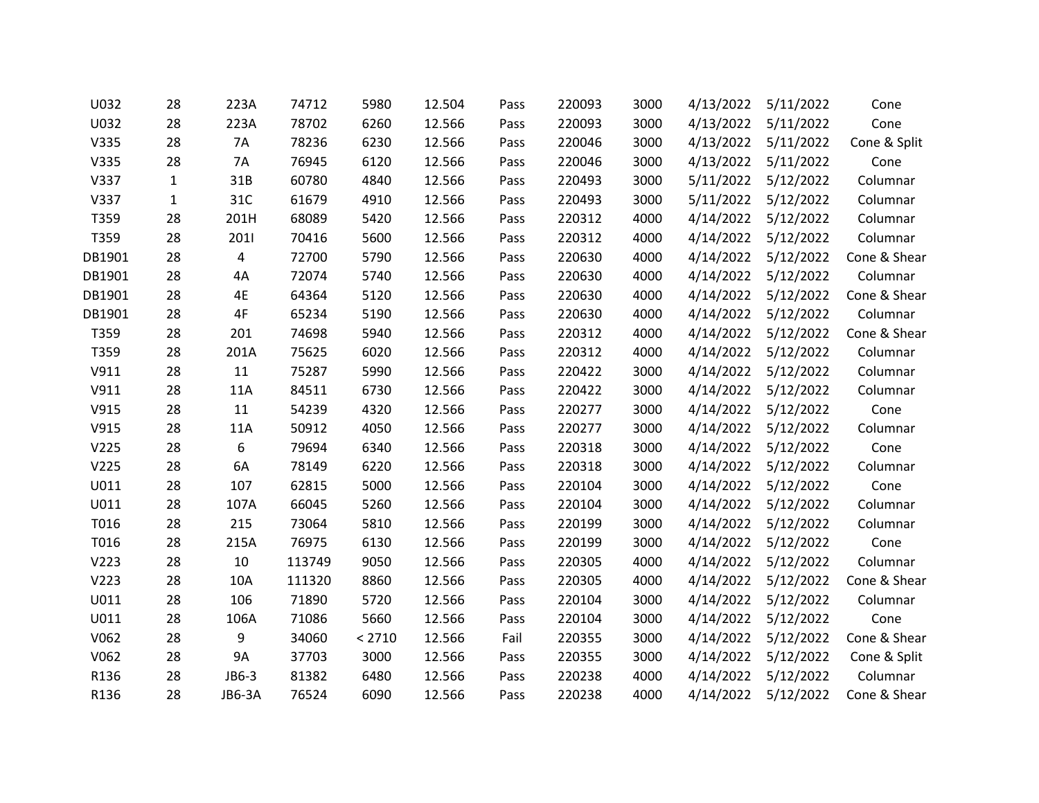| | | | | | | | | | | | |
|---|---|---|---|---|---|---|---|---|---|---|---|
| U032 | 28 | 223A | 74712 | 5980 | 12.504 | Pass | 220093 | 3000 | 4/13/2022 | 5/11/2022 | Cone |
| U032 | 28 | 223A | 78702 | 6260 | 12.566 | Pass | 220093 | 3000 | 4/13/2022 | 5/11/2022 | Cone |
| V335 | 28 | 7A | 78236 | 6230 | 12.566 | Pass | 220046 | 3000 | 4/13/2022 | 5/11/2022 | Cone & Split |
| V335 | 28 | 7A | 76945 | 6120 | 12.566 | Pass | 220046 | 3000 | 4/13/2022 | 5/11/2022 | Cone |
| V337 | 1 | 31B | 60780 | 4840 | 12.566 | Pass | 220493 | 3000 | 5/11/2022 | 5/12/2022 | Columnar |
| V337 | 1 | 31C | 61679 | 4910 | 12.566 | Pass | 220493 | 3000 | 5/11/2022 | 5/12/2022 | Columnar |
| T359 | 28 | 201H | 68089 | 5420 | 12.566 | Pass | 220312 | 4000 | 4/14/2022 | 5/12/2022 | Columnar |
| T359 | 28 | 201I | 70416 | 5600 | 12.566 | Pass | 220312 | 4000 | 4/14/2022 | 5/12/2022 | Columnar |
| DB1901 | 28 | 4 | 72700 | 5790 | 12.566 | Pass | 220630 | 4000 | 4/14/2022 | 5/12/2022 | Cone & Shear |
| DB1901 | 28 | 4A | 72074 | 5740 | 12.566 | Pass | 220630 | 4000 | 4/14/2022 | 5/12/2022 | Columnar |
| DB1901 | 28 | 4E | 64364 | 5120 | 12.566 | Pass | 220630 | 4000 | 4/14/2022 | 5/12/2022 | Cone & Shear |
| DB1901 | 28 | 4F | 65234 | 5190 | 12.566 | Pass | 220630 | 4000 | 4/14/2022 | 5/12/2022 | Columnar |
| T359 | 28 | 201 | 74698 | 5940 | 12.566 | Pass | 220312 | 4000 | 4/14/2022 | 5/12/2022 | Cone & Shear |
| T359 | 28 | 201A | 75625 | 6020 | 12.566 | Pass | 220312 | 4000 | 4/14/2022 | 5/12/2022 | Columnar |
| V911 | 28 | 11 | 75287 | 5990 | 12.566 | Pass | 220422 | 3000 | 4/14/2022 | 5/12/2022 | Columnar |
| V911 | 28 | 11A | 84511 | 6730 | 12.566 | Pass | 220422 | 3000 | 4/14/2022 | 5/12/2022 | Columnar |
| V915 | 28 | 11 | 54239 | 4320 | 12.566 | Pass | 220277 | 3000 | 4/14/2022 | 5/12/2022 | Cone |
| V915 | 28 | 11A | 50912 | 4050 | 12.566 | Pass | 220277 | 3000 | 4/14/2022 | 5/12/2022 | Columnar |
| V225 | 28 | 6 | 79694 | 6340 | 12.566 | Pass | 220318 | 3000 | 4/14/2022 | 5/12/2022 | Cone |
| V225 | 28 | 6A | 78149 | 6220 | 12.566 | Pass | 220318 | 3000 | 4/14/2022 | 5/12/2022 | Columnar |
| U011 | 28 | 107 | 62815 | 5000 | 12.566 | Pass | 220104 | 3000 | 4/14/2022 | 5/12/2022 | Cone |
| U011 | 28 | 107A | 66045 | 5260 | 12.566 | Pass | 220104 | 3000 | 4/14/2022 | 5/12/2022 | Columnar |
| T016 | 28 | 215 | 73064 | 5810 | 12.566 | Pass | 220199 | 3000 | 4/14/2022 | 5/12/2022 | Columnar |
| T016 | 28 | 215A | 76975 | 6130 | 12.566 | Pass | 220199 | 3000 | 4/14/2022 | 5/12/2022 | Cone |
| V223 | 28 | 10 | 113749 | 9050 | 12.566 | Pass | 220305 | 4000 | 4/14/2022 | 5/12/2022 | Columnar |
| V223 | 28 | 10A | 111320 | 8860 | 12.566 | Pass | 220305 | 4000 | 4/14/2022 | 5/12/2022 | Cone & Shear |
| U011 | 28 | 106 | 71890 | 5720 | 12.566 | Pass | 220104 | 3000 | 4/14/2022 | 5/12/2022 | Columnar |
| U011 | 28 | 106A | 71086 | 5660 | 12.566 | Pass | 220104 | 3000 | 4/14/2022 | 5/12/2022 | Cone |
| V062 | 28 | 9 | 34060 | < 2710 | 12.566 | Fail | 220355 | 3000 | 4/14/2022 | 5/12/2022 | Cone & Shear |
| V062 | 28 | 9A | 37703 | 3000 | 12.566 | Pass | 220355 | 3000 | 4/14/2022 | 5/12/2022 | Cone & Split |
| R136 | 28 | JB6-3 | 81382 | 6480 | 12.566 | Pass | 220238 | 4000 | 4/14/2022 | 5/12/2022 | Columnar |
| R136 | 28 | JB6-3A | 76524 | 6090 | 12.566 | Pass | 220238 | 4000 | 4/14/2022 | 5/12/2022 | Cone & Shear |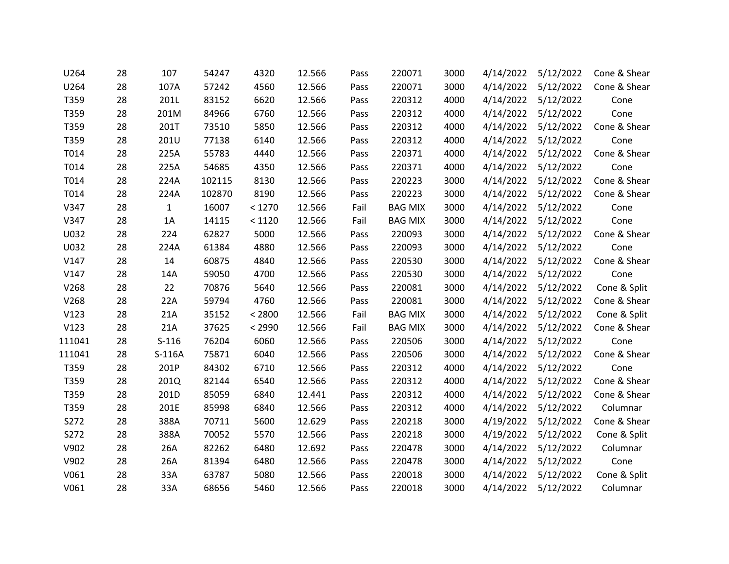| | | | | | | | | | | | |
|---|---|---|---|---|---|---|---|---|---|---|---|
| U264 | 28 | 107 | 54247 | 4320 | 12.566 | Pass | 220071 | 3000 | 4/14/2022 | 5/12/2022 | Cone & Shear |
| U264 | 28 | 107A | 57242 | 4560 | 12.566 | Pass | 220071 | 3000 | 4/14/2022 | 5/12/2022 | Cone & Shear |
| T359 | 28 | 201L | 83152 | 6620 | 12.566 | Pass | 220312 | 4000 | 4/14/2022 | 5/12/2022 | Cone |
| T359 | 28 | 201M | 84966 | 6760 | 12.566 | Pass | 220312 | 4000 | 4/14/2022 | 5/12/2022 | Cone |
| T359 | 28 | 201T | 73510 | 5850 | 12.566 | Pass | 220312 | 4000 | 4/14/2022 | 5/12/2022 | Cone & Shear |
| T359 | 28 | 201U | 77138 | 6140 | 12.566 | Pass | 220312 | 4000 | 4/14/2022 | 5/12/2022 | Cone |
| T014 | 28 | 225A | 55783 | 4440 | 12.566 | Pass | 220371 | 4000 | 4/14/2022 | 5/12/2022 | Cone & Shear |
| T014 | 28 | 225A | 54685 | 4350 | 12.566 | Pass | 220371 | 4000 | 4/14/2022 | 5/12/2022 | Cone |
| T014 | 28 | 224A | 102115 | 8130 | 12.566 | Pass | 220223 | 3000 | 4/14/2022 | 5/12/2022 | Cone & Shear |
| T014 | 28 | 224A | 102870 | 8190 | 12.566 | Pass | 220223 | 3000 | 4/14/2022 | 5/12/2022 | Cone & Shear |
| V347 | 28 | 1 | 16007 | < 1270 | 12.566 | Fail | BAG MIX | 3000 | 4/14/2022 | 5/12/2022 | Cone |
| V347 | 28 | 1A | 14115 | < 1120 | 12.566 | Fail | BAG MIX | 3000 | 4/14/2022 | 5/12/2022 | Cone |
| U032 | 28 | 224 | 62827 | 5000 | 12.566 | Pass | 220093 | 3000 | 4/14/2022 | 5/12/2022 | Cone & Shear |
| U032 | 28 | 224A | 61384 | 4880 | 12.566 | Pass | 220093 | 3000 | 4/14/2022 | 5/12/2022 | Cone |
| V147 | 28 | 14 | 60875 | 4840 | 12.566 | Pass | 220530 | 3000 | 4/14/2022 | 5/12/2022 | Cone & Shear |
| V147 | 28 | 14A | 59050 | 4700 | 12.566 | Pass | 220530 | 3000 | 4/14/2022 | 5/12/2022 | Cone |
| V268 | 28 | 22 | 70876 | 5640 | 12.566 | Pass | 220081 | 3000 | 4/14/2022 | 5/12/2022 | Cone & Split |
| V268 | 28 | 22A | 59794 | 4760 | 12.566 | Pass | 220081 | 3000 | 4/14/2022 | 5/12/2022 | Cone & Shear |
| V123 | 28 | 21A | 35152 | < 2800 | 12.566 | Fail | BAG MIX | 3000 | 4/14/2022 | 5/12/2022 | Cone & Split |
| V123 | 28 | 21A | 37625 | < 2990 | 12.566 | Fail | BAG MIX | 3000 | 4/14/2022 | 5/12/2022 | Cone & Shear |
| 111041 | 28 | S-116 | 76204 | 6060 | 12.566 | Pass | 220506 | 3000 | 4/14/2022 | 5/12/2022 | Cone |
| 111041 | 28 | S-116A | 75871 | 6040 | 12.566 | Pass | 220506 | 3000 | 4/14/2022 | 5/12/2022 | Cone & Shear |
| T359 | 28 | 201P | 84302 | 6710 | 12.566 | Pass | 220312 | 4000 | 4/14/2022 | 5/12/2022 | Cone |
| T359 | 28 | 201Q | 82144 | 6540 | 12.566 | Pass | 220312 | 4000 | 4/14/2022 | 5/12/2022 | Cone & Shear |
| T359 | 28 | 201D | 85059 | 6840 | 12.441 | Pass | 220312 | 4000 | 4/14/2022 | 5/12/2022 | Cone & Shear |
| T359 | 28 | 201E | 85998 | 6840 | 12.566 | Pass | 220312 | 4000 | 4/14/2022 | 5/12/2022 | Columnar |
| S272 | 28 | 388A | 70711 | 5600 | 12.629 | Pass | 220218 | 3000 | 4/19/2022 | 5/12/2022 | Cone & Shear |
| S272 | 28 | 388A | 70052 | 5570 | 12.566 | Pass | 220218 | 3000 | 4/19/2022 | 5/12/2022 | Cone & Split |
| V902 | 28 | 26A | 82262 | 6480 | 12.692 | Pass | 220478 | 3000 | 4/14/2022 | 5/12/2022 | Columnar |
| V902 | 28 | 26A | 81394 | 6480 | 12.566 | Pass | 220478 | 3000 | 4/14/2022 | 5/12/2022 | Cone |
| V061 | 28 | 33A | 63787 | 5080 | 12.566 | Pass | 220018 | 3000 | 4/14/2022 | 5/12/2022 | Cone & Split |
| V061 | 28 | 33A | 68656 | 5460 | 12.566 | Pass | 220018 | 3000 | 4/14/2022 | 5/12/2022 | Columnar |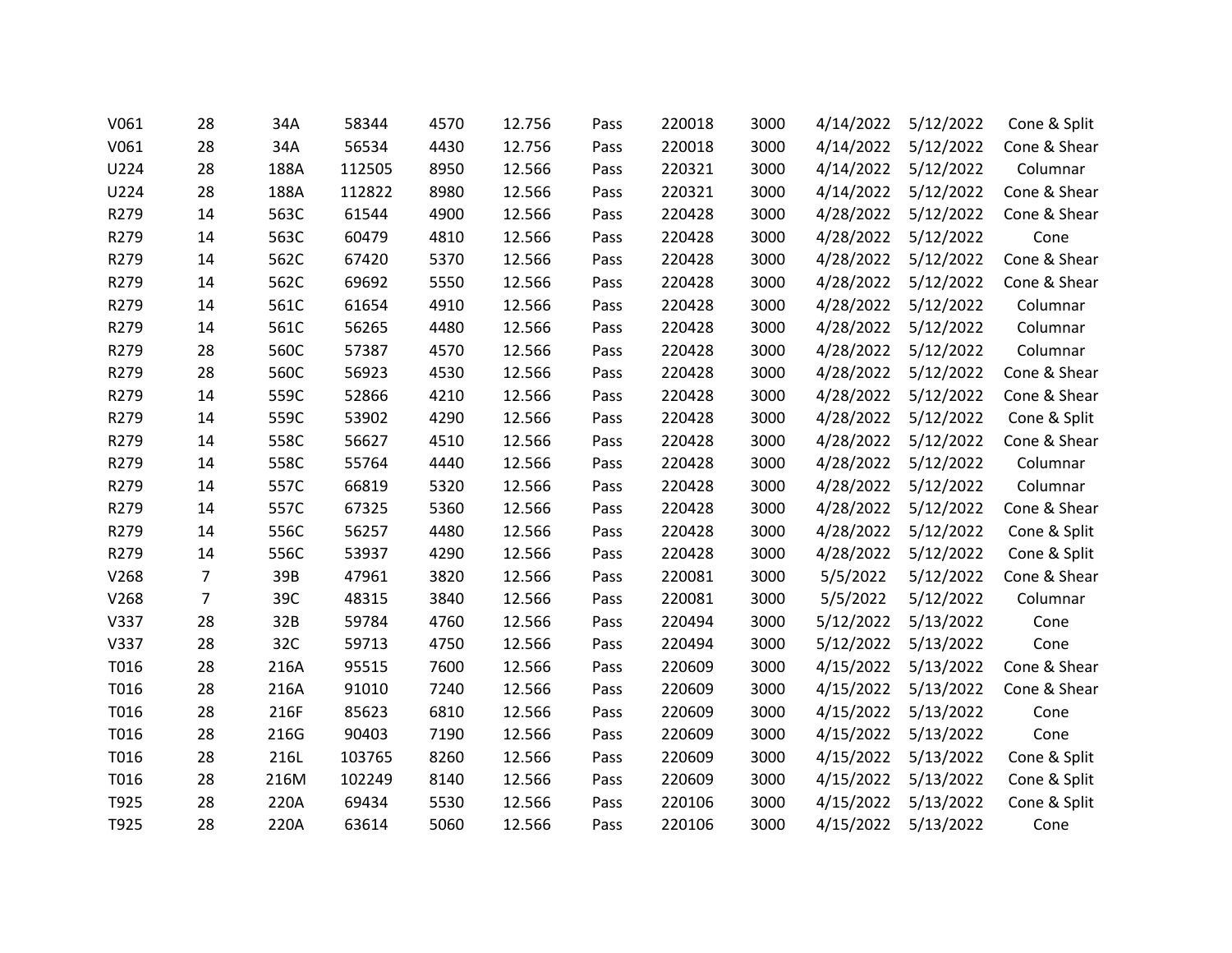| | | | | | | | | | | | |
|---|---|---|---|---|---|---|---|---|---|---|---|
| V061 | 28 | 34A | 58344 | 4570 | 12.756 | Pass | 220018 | 3000 | 4/14/2022 | 5/12/2022 | Cone & Split |
| V061 | 28 | 34A | 56534 | 4430 | 12.756 | Pass | 220018 | 3000 | 4/14/2022 | 5/12/2022 | Cone & Shear |
| U224 | 28 | 188A | 112505 | 8950 | 12.566 | Pass | 220321 | 3000 | 4/14/2022 | 5/12/2022 | Columnar |
| U224 | 28 | 188A | 112822 | 8980 | 12.566 | Pass | 220321 | 3000 | 4/14/2022 | 5/12/2022 | Cone & Shear |
| R279 | 14 | 563C | 61544 | 4900 | 12.566 | Pass | 220428 | 3000 | 4/28/2022 | 5/12/2022 | Cone & Shear |
| R279 | 14 | 563C | 60479 | 4810 | 12.566 | Pass | 220428 | 3000 | 4/28/2022 | 5/12/2022 | Cone |
| R279 | 14 | 562C | 67420 | 5370 | 12.566 | Pass | 220428 | 3000 | 4/28/2022 | 5/12/2022 | Cone & Shear |
| R279 | 14 | 562C | 69692 | 5550 | 12.566 | Pass | 220428 | 3000 | 4/28/2022 | 5/12/2022 | Cone & Shear |
| R279 | 14 | 561C | 61654 | 4910 | 12.566 | Pass | 220428 | 3000 | 4/28/2022 | 5/12/2022 | Columnar |
| R279 | 14 | 561C | 56265 | 4480 | 12.566 | Pass | 220428 | 3000 | 4/28/2022 | 5/12/2022 | Columnar |
| R279 | 28 | 560C | 57387 | 4570 | 12.566 | Pass | 220428 | 3000 | 4/28/2022 | 5/12/2022 | Columnar |
| R279 | 28 | 560C | 56923 | 4530 | 12.566 | Pass | 220428 | 3000 | 4/28/2022 | 5/12/2022 | Cone & Shear |
| R279 | 14 | 559C | 52866 | 4210 | 12.566 | Pass | 220428 | 3000 | 4/28/2022 | 5/12/2022 | Cone & Shear |
| R279 | 14 | 559C | 53902 | 4290 | 12.566 | Pass | 220428 | 3000 | 4/28/2022 | 5/12/2022 | Cone & Split |
| R279 | 14 | 558C | 56627 | 4510 | 12.566 | Pass | 220428 | 3000 | 4/28/2022 | 5/12/2022 | Cone & Shear |
| R279 | 14 | 558C | 55764 | 4440 | 12.566 | Pass | 220428 | 3000 | 4/28/2022 | 5/12/2022 | Columnar |
| R279 | 14 | 557C | 66819 | 5320 | 12.566 | Pass | 220428 | 3000 | 4/28/2022 | 5/12/2022 | Columnar |
| R279 | 14 | 557C | 67325 | 5360 | 12.566 | Pass | 220428 | 3000 | 4/28/2022 | 5/12/2022 | Cone & Shear |
| R279 | 14 | 556C | 56257 | 4480 | 12.566 | Pass | 220428 | 3000 | 4/28/2022 | 5/12/2022 | Cone & Split |
| R279 | 14 | 556C | 53937 | 4290 | 12.566 | Pass | 220428 | 3000 | 4/28/2022 | 5/12/2022 | Cone & Split |
| V268 | 7 | 39B | 47961 | 3820 | 12.566 | Pass | 220081 | 3000 | 5/5/2022 | 5/12/2022 | Cone & Shear |
| V268 | 7 | 39C | 48315 | 3840 | 12.566 | Pass | 220081 | 3000 | 5/5/2022 | 5/12/2022 | Columnar |
| V337 | 28 | 32B | 59784 | 4760 | 12.566 | Pass | 220494 | 3000 | 5/12/2022 | 5/13/2022 | Cone |
| V337 | 28 | 32C | 59713 | 4750 | 12.566 | Pass | 220494 | 3000 | 5/12/2022 | 5/13/2022 | Cone |
| T016 | 28 | 216A | 95515 | 7600 | 12.566 | Pass | 220609 | 3000 | 4/15/2022 | 5/13/2022 | Cone & Shear |
| T016 | 28 | 216A | 91010 | 7240 | 12.566 | Pass | 220609 | 3000 | 4/15/2022 | 5/13/2022 | Cone & Shear |
| T016 | 28 | 216F | 85623 | 6810 | 12.566 | Pass | 220609 | 3000 | 4/15/2022 | 5/13/2022 | Cone |
| T016 | 28 | 216G | 90403 | 7190 | 12.566 | Pass | 220609 | 3000 | 4/15/2022 | 5/13/2022 | Cone |
| T016 | 28 | 216L | 103765 | 8260 | 12.566 | Pass | 220609 | 3000 | 4/15/2022 | 5/13/2022 | Cone & Split |
| T016 | 28 | 216M | 102249 | 8140 | 12.566 | Pass | 220609 | 3000 | 4/15/2022 | 5/13/2022 | Cone & Split |
| T925 | 28 | 220A | 69434 | 5530 | 12.566 | Pass | 220106 | 3000 | 4/15/2022 | 5/13/2022 | Cone & Split |
| T925 | 28 | 220A | 63614 | 5060 | 12.566 | Pass | 220106 | 3000 | 4/15/2022 | 5/13/2022 | Cone |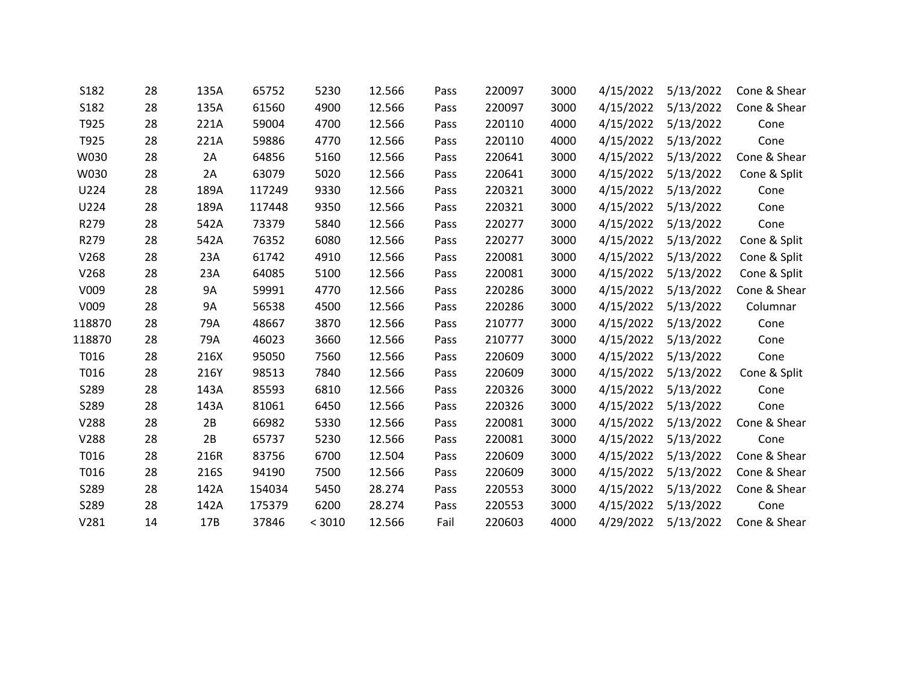| | | | | | | | | | | | |
|---|---|---|---|---|---|---|---|---|---|---|---|
| S182 | 28 | 135A | 65752 | 5230 | 12.566 | Pass | 220097 | 3000 | 4/15/2022 | 5/13/2022 | Cone & Shear |
| S182 | 28 | 135A | 61560 | 4900 | 12.566 | Pass | 220097 | 3000 | 4/15/2022 | 5/13/2022 | Cone & Shear |
| T925 | 28 | 221A | 59004 | 4700 | 12.566 | Pass | 220110 | 4000 | 4/15/2022 | 5/13/2022 | Cone |
| T925 | 28 | 221A | 59886 | 4770 | 12.566 | Pass | 220110 | 4000 | 4/15/2022 | 5/13/2022 | Cone |
| W030 | 28 | 2A | 64856 | 5160 | 12.566 | Pass | 220641 | 3000 | 4/15/2022 | 5/13/2022 | Cone & Shear |
| W030 | 28 | 2A | 63079 | 5020 | 12.566 | Pass | 220641 | 3000 | 4/15/2022 | 5/13/2022 | Cone & Split |
| U224 | 28 | 189A | 117249 | 9330 | 12.566 | Pass | 220321 | 3000 | 4/15/2022 | 5/13/2022 | Cone |
| U224 | 28 | 189A | 117448 | 9350 | 12.566 | Pass | 220321 | 3000 | 4/15/2022 | 5/13/2022 | Cone |
| R279 | 28 | 542A | 73379 | 5840 | 12.566 | Pass | 220277 | 3000 | 4/15/2022 | 5/13/2022 | Cone |
| R279 | 28 | 542A | 76352 | 6080 | 12.566 | Pass | 220277 | 3000 | 4/15/2022 | 5/13/2022 | Cone & Split |
| V268 | 28 | 23A | 61742 | 4910 | 12.566 | Pass | 220081 | 3000 | 4/15/2022 | 5/13/2022 | Cone & Split |
| V268 | 28 | 23A | 64085 | 5100 | 12.566 | Pass | 220081 | 3000 | 4/15/2022 | 5/13/2022 | Cone & Split |
| V009 | 28 | 9A | 59991 | 4770 | 12.566 | Pass | 220286 | 3000 | 4/15/2022 | 5/13/2022 | Cone & Shear |
| V009 | 28 | 9A | 56538 | 4500 | 12.566 | Pass | 220286 | 3000 | 4/15/2022 | 5/13/2022 | Columnar |
| 118870 | 28 | 79A | 48667 | 3870 | 12.566 | Pass | 210777 | 3000 | 4/15/2022 | 5/13/2022 | Cone |
| 118870 | 28 | 79A | 46023 | 3660 | 12.566 | Pass | 210777 | 3000 | 4/15/2022 | 5/13/2022 | Cone |
| T016 | 28 | 216X | 95050 | 7560 | 12.566 | Pass | 220609 | 3000 | 4/15/2022 | 5/13/2022 | Cone |
| T016 | 28 | 216Y | 98513 | 7840 | 12.566 | Pass | 220609 | 3000 | 4/15/2022 | 5/13/2022 | Cone & Split |
| S289 | 28 | 143A | 85593 | 6810 | 12.566 | Pass | 220326 | 3000 | 4/15/2022 | 5/13/2022 | Cone |
| S289 | 28 | 143A | 81061 | 6450 | 12.566 | Pass | 220326 | 3000 | 4/15/2022 | 5/13/2022 | Cone |
| V288 | 28 | 2B | 66982 | 5330 | 12.566 | Pass | 220081 | 3000 | 4/15/2022 | 5/13/2022 | Cone & Shear |
| V288 | 28 | 2B | 65737 | 5230 | 12.566 | Pass | 220081 | 3000 | 4/15/2022 | 5/13/2022 | Cone |
| T016 | 28 | 216R | 83756 | 6700 | 12.504 | Pass | 220609 | 3000 | 4/15/2022 | 5/13/2022 | Cone & Shear |
| T016 | 28 | 216S | 94190 | 7500 | 12.566 | Pass | 220609 | 3000 | 4/15/2022 | 5/13/2022 | Cone & Shear |
| S289 | 28 | 142A | 154034 | 5450 | 28.274 | Pass | 220553 | 3000 | 4/15/2022 | 5/13/2022 | Cone & Shear |
| S289 | 28 | 142A | 175379 | 6200 | 28.274 | Pass | 220553 | 3000 | 4/15/2022 | 5/13/2022 | Cone |
| V281 | 14 | 17B | 37846 | < 3010 | 12.566 | Fail | 220603 | 4000 | 4/29/2022 | 5/13/2022 | Cone & Shear |